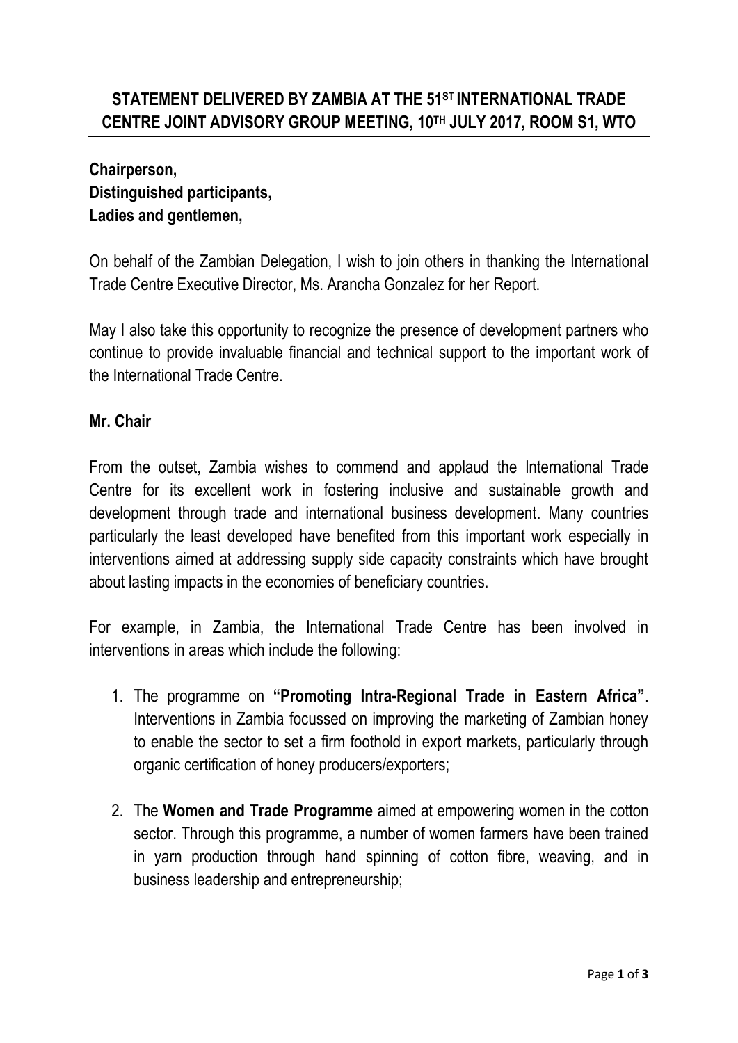**STATEMENT DELIVERED BY ZAMBIA AT THE 51ST INTERNATIONAL TRADE CENTRE JOINT ADVISORY GROUP MEETING, 10TH JULY 2017, ROOM S1, WTO**

**Chairperson,**
**Distinguished participants,**
**Ladies and gentlemen,**

On behalf of the Zambian Delegation, I wish to join others in thanking the International Trade Centre Executive Director, Ms. Arancha Gonzalez for her Report.

May I also take this opportunity to recognize the presence of development partners who continue to provide invaluable financial and technical support to the important work of the International Trade Centre.

**Mr. Chair**

From the outset, Zambia wishes to commend and applaud the International Trade Centre for its excellent work in fostering inclusive and sustainable growth and development through trade and international business development. Many countries particularly the least developed have benefited from this important work especially in interventions aimed at addressing supply side capacity constraints which have brought about lasting impacts in the economies of beneficiary countries.

For example, in Zambia, the International Trade Centre has been involved in interventions in areas which include the following:

1. The programme on **"Promoting Intra-Regional Trade in Eastern Africa"**. Interventions in Zambia focussed on improving the marketing of Zambian honey to enable the sector to set a firm foothold in export markets, particularly through organic certification of honey producers/exporters;

2. The **Women and Trade Programme** aimed at empowering women in the cotton sector. Through this programme, a number of women farmers have been trained in yarn production through hand spinning of cotton fibre, weaving, and in business leadership and entrepreneurship;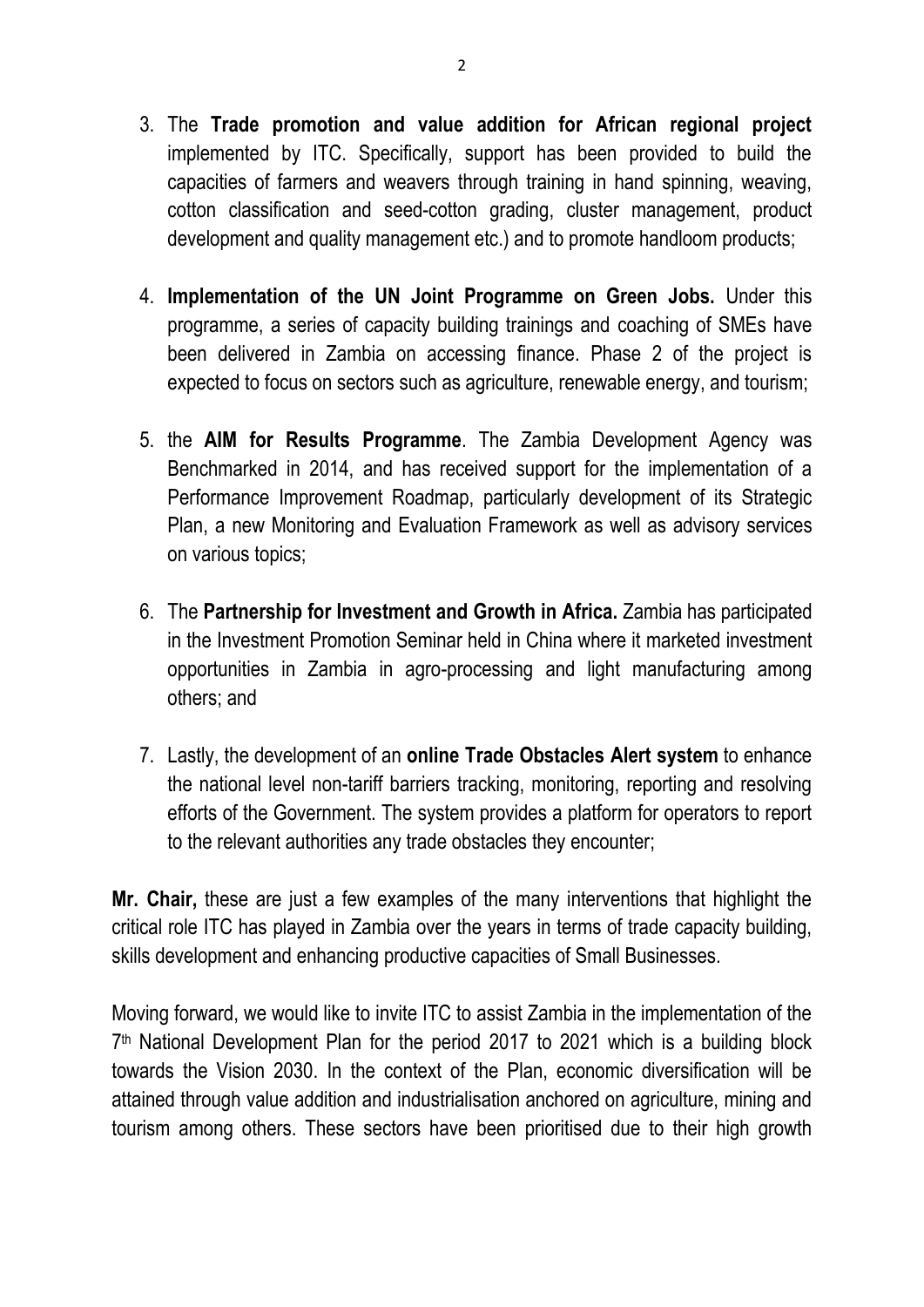3. The **Trade promotion and value addition for African regional project** implemented by ITC. Specifically, support has been provided to build the capacities of farmers and weavers through training in hand spinning, weaving, cotton classification and seed-cotton grading, cluster management, product development and quality management etc.) and to promote handloom products;

4. **Implementation of the UN Joint Programme on Green Jobs.** Under this programme, a series of capacity building trainings and coaching of SMEs have been delivered in Zambia on accessing finance. Phase 2 of the project is expected to focus on sectors such as agriculture, renewable energy, and tourism;

5. the **AIM for Results Programme**. The Zambia Development Agency was Benchmarked in 2014, and has received support for the implementation of a Performance Improvement Roadmap, particularly development of its Strategic Plan, a new Monitoring and Evaluation Framework as well as advisory services on various topics;

6. The **Partnership for Investment and Growth in Africa.** Zambia has participated in the Investment Promotion Seminar held in China where it marketed investment opportunities in Zambia in agro-processing and light manufacturing among others; and

7. Lastly, the development of an **online Trade Obstacles Alert system** to enhance the national level non-tariff barriers tracking, monitoring, reporting and resolving efforts of the Government. The system provides a platform for operators to report to the relevant authorities any trade obstacles they encounter;

**Mr. Chair,** these are just a few examples of the many interventions that highlight the critical role ITC has played in Zambia over the years in terms of trade capacity building, skills development and enhancing productive capacities of Small Businesses.

Moving forward, we would like to invite ITC to assist Zambia in the implementation of the 7th National Development Plan for the period 2017 to 2021 which is a building block towards the Vision 2030. In the context of the Plan, economic diversification will be attained through value addition and industrialisation anchored on agriculture, mining and tourism among others. These sectors have been prioritised due to their high growth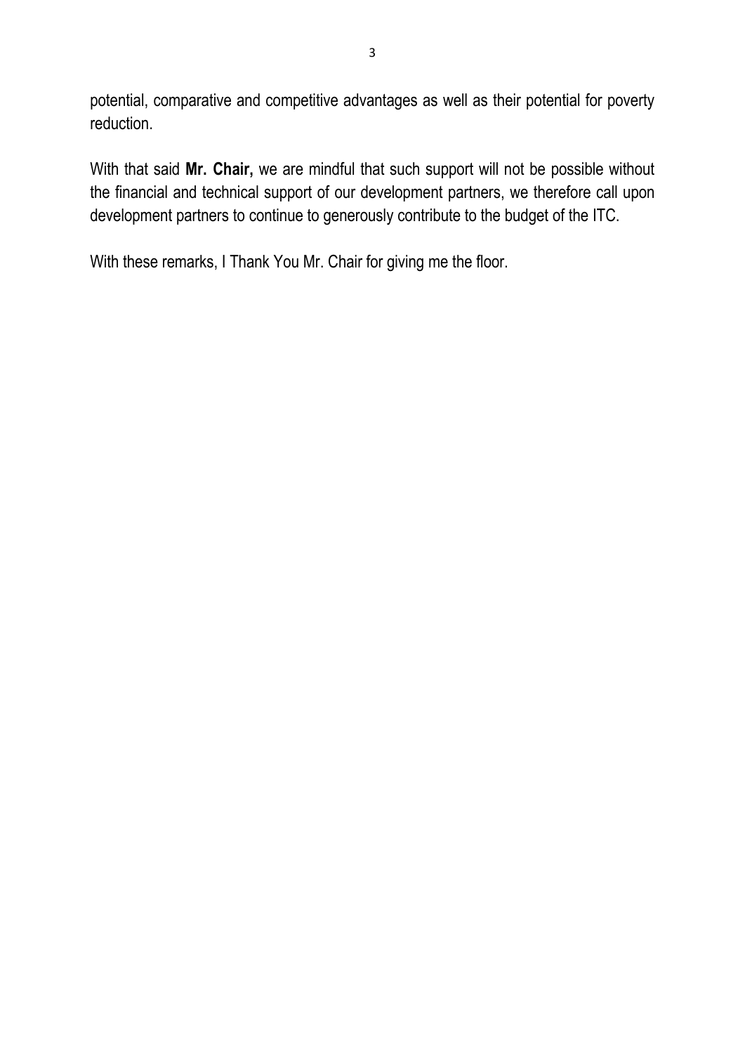potential, comparative and competitive advantages as well as their potential for poverty reduction.

With that said **Mr. Chair,** we are mindful that such support will not be possible without the financial and technical support of our development partners, we therefore call upon development partners to continue to generously contribute to the budget of the ITC.

With these remarks, I Thank You Mr. Chair for giving me the floor.